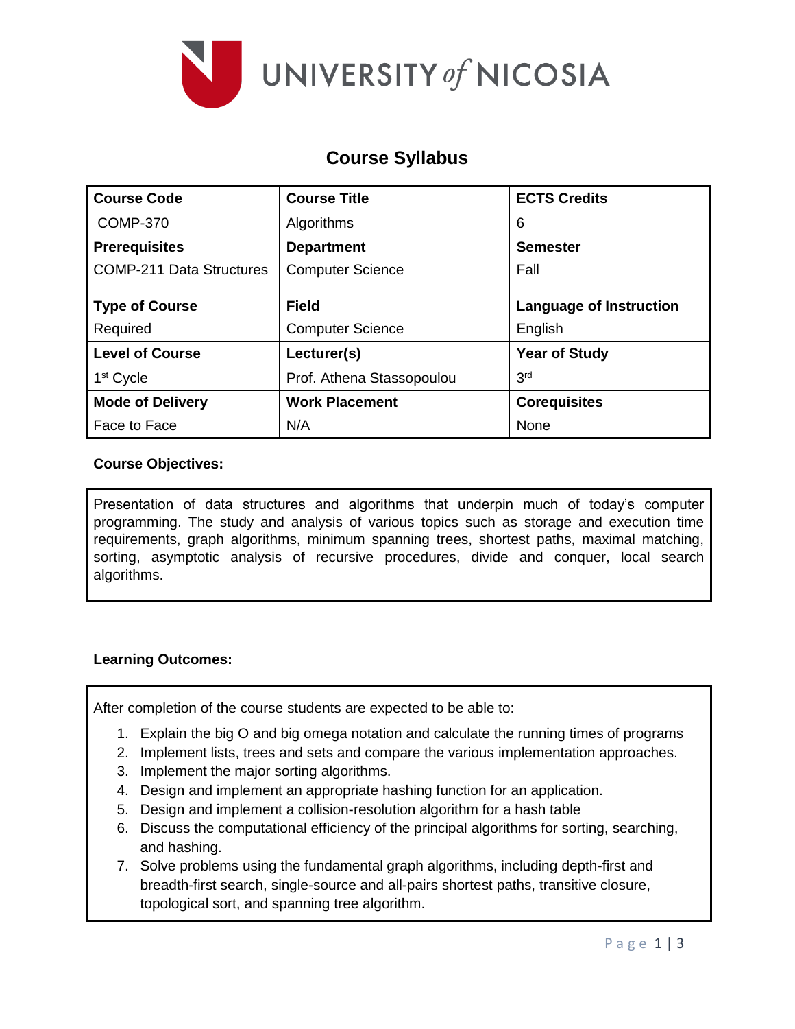UNIVERSITY of NICOSIA

# Course Syllabus

| Course Code | Course Title | ECTS Credits |
|---|---|---|
| COMP-370 | Algorithms | 6 |
| **Prerequisites** | **Department** | **Semester** |
| COMP-211 Data Structures | Computer Science | Fall |
| **Type of Course** | **Field** | **Language of Instruction** |
| Required | Computer Science | English |
| **Level of Course** | **Lecturer(s)** | **Year of Study** |
| 1st Cycle | Prof. Athena Stassopoulou | 3rd |
| **Mode of Delivery** | **Work Placement** | **Corequisites** |
| Face to Face | N/A | None |

**Course Objectives:**

Presentation of data structures and algorithms that underpin much of today's computer programming. The study and analysis of various topics such as storage and execution time requirements, graph algorithms, minimum spanning trees, shortest paths, maximal matching, sorting, asymptotic analysis of recursive procedures, divide and conquer, local search algorithms.

**Learning Outcomes:**

After completion of the course students are expected to be able to:

1. Explain the big O and big omega notation and calculate the running times of programs
2. Implement lists, trees and sets and compare the various implementation approaches.
3. Implement the major sorting algorithms.
4. Design and implement an appropriate hashing function for an application.
5. Design and implement a collision-resolution algorithm for a hash table
6. Discuss the computational efficiency of the principal algorithms for sorting, searching, and hashing.
7. Solve problems using the fundamental graph algorithms, including depth-first and breadth-first search, single-source and all-pairs shortest paths, transitive closure, topological sort, and spanning tree algorithm.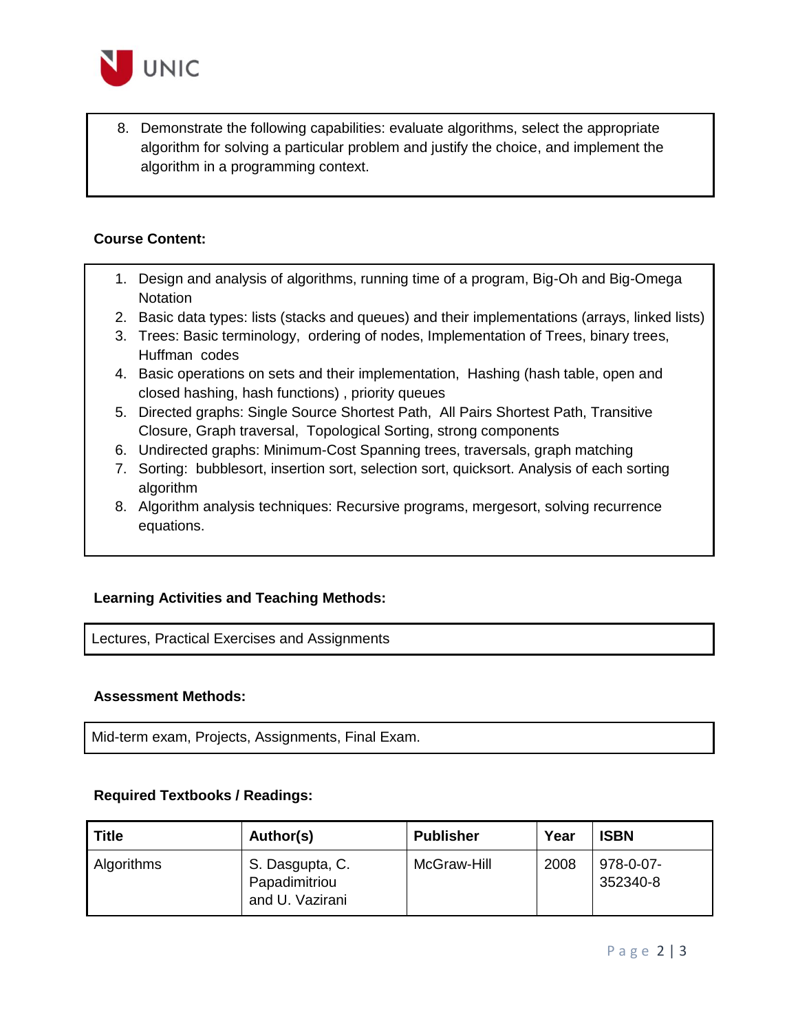8. Demonstrate the following capabilities: evaluate algorithms, select the appropriate algorithm for solving a particular problem and justify the choice, and implement the algorithm in a programming context.

**Course Content:**

1. Design and analysis of algorithms, running time of a program, Big-Oh and Big-Omega Notation
2. Basic data types: lists (stacks and queues) and their implementations (arrays, linked lists)
3. Trees: Basic terminology, ordering of nodes, Implementation of Trees, binary trees, Huffman codes
4. Basic operations on sets and their implementation, Hashing (hash table, open and closed hashing, hash functions) , priority queues
5. Directed graphs: Single Source Shortest Path, All Pairs Shortest Path, Transitive Closure, Graph traversal, Topological Sorting, strong components
6. Undirected graphs: Minimum-Cost Spanning trees, traversals, graph matching
7. Sorting: bubblesort, insertion sort, selection sort, quicksort. Analysis of each sorting algorithm
8. Algorithm analysis techniques: Recursive programs, mergesort, solving recurrence equations.

**Learning Activities and Teaching Methods:**

Lectures, Practical Exercises and Assignments

**Assessment Methods:**

Mid-term exam, Projects, Assignments, Final Exam.

**Required Textbooks / Readings:**

| Title | Author(s) | Publisher | Year | ISBN |
|---|---|---|---|---|
| Algorithms | S. Dasgupta, C. Papadimitriou and U. Vazirani | McGraw-Hill | 2008 | 978-0-07-352340-8 |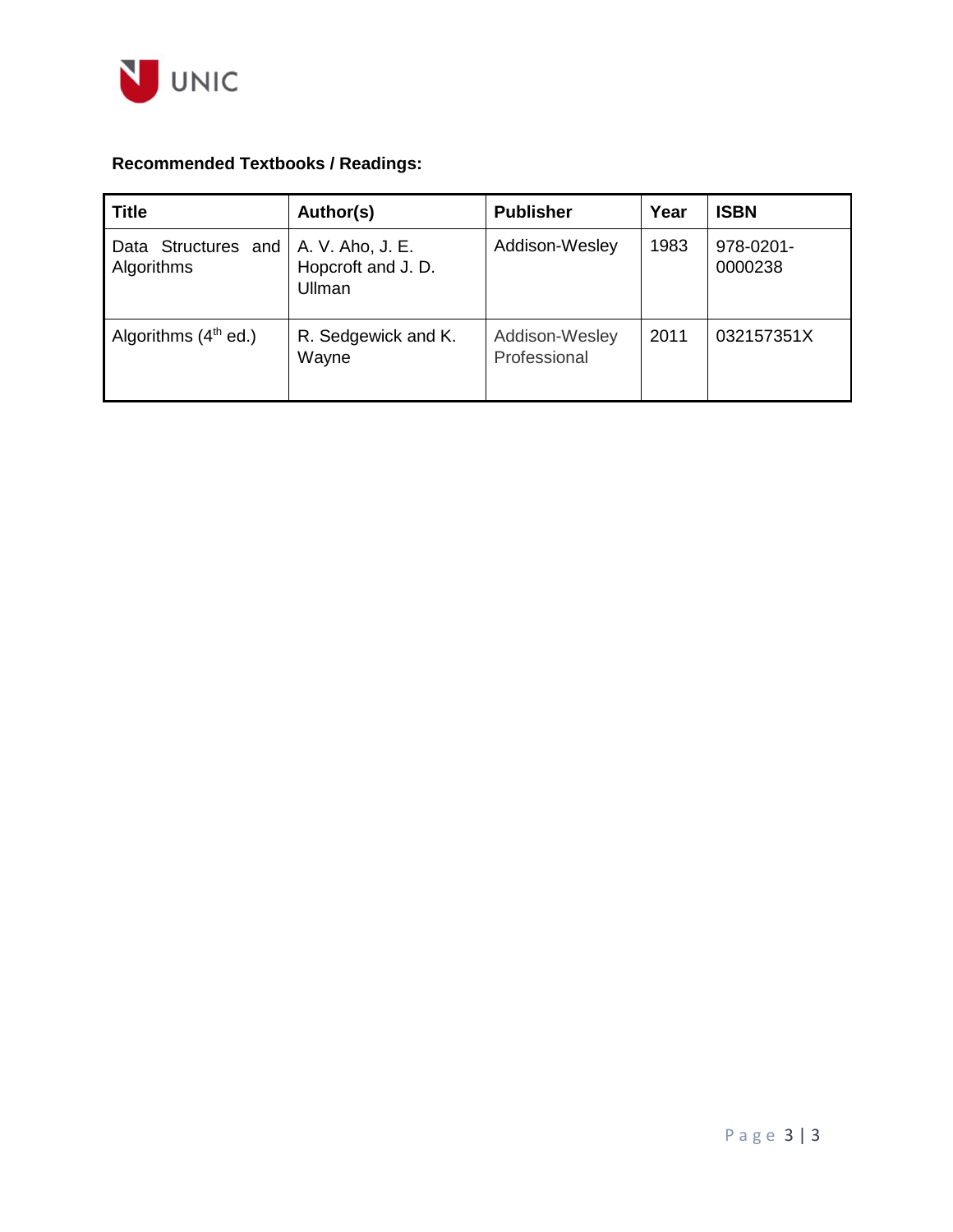**Recommended Textbooks / Readings:**

| Title | Author(s) | Publisher | Year | ISBN |
|---|---|---|---|---|
| Data Structures and Algorithms | A. V. Aho, J. E. Hopcroft and J. D. Ullman | Addison-Wesley | 1983 | 978-0201-0000238 |
| Algorithms (4th ed.) | R. Sedgewick and K. Wayne | Addison-Wesley Professional | 2011 | 032157351X |